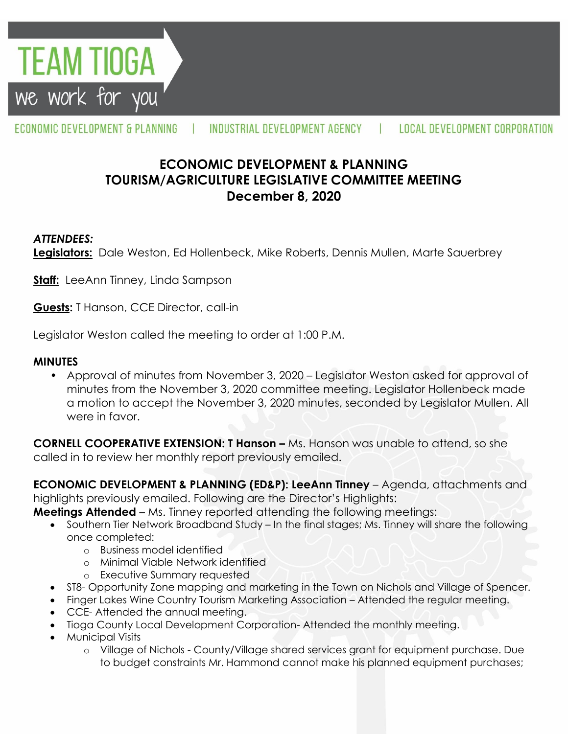TEAM TIOGA

we work for you

ECONOMIC DEVELOPMENT & PLANNING | INDUSTRIAL DEVELOPMENT AGENCY | LOCAL DEVELOPMENT CORPORATION

# ECONOMIC DEVELOPMENT & PLANNING TOURISM/AGRICULTURE LEGISLATIVE COMMITTEE MEETING December 8, 2020

***ATTENDEES:***

**Legislators:** Dale Weston, Ed Hollenbeck, Mike Roberts, Dennis Mullen, Marte Sauerbrey

**Staff:** LeeAnn Tinney, Linda Sampson

**Guests:** T Hanson, CCE Director, call-in

Legislator Weston called the meeting to order at 1:00 P.M.

**MINUTES**

- Approval of minutes from November 3, 2020 – Legislator Weston asked for approval of minutes from the November 3, 2020 committee meeting. Legislator Hollenbeck made a motion to accept the November 3, 2020 minutes, seconded by Legislator Mullen. All were in favor.

**CORNELL COOPERATIVE EXTENSION: T Hanson –** Ms. Hanson was unable to attend, so she called in to review her monthly report previously emailed.

**ECONOMIC DEVELOPMENT & PLANNING (ED&P): LeeAnn Tinney** – Agenda, attachments and highlights previously emailed. Following are the Director's Highlights:

**Meetings Attended** – Ms. Tinney reported attending the following meetings:

- Southern Tier Network Broadband Study – In the final stages; Ms. Tinney will share the following once completed:
    - Business model identified
    - Minimal Viable Network identified
    - Executive Summary requested
- ST8- Opportunity Zone mapping and marketing in the Town on Nichols and Village of Spencer.
- Finger Lakes Wine Country Tourism Marketing Association – Attended the regular meeting.
- CCE- Attended the annual meeting.
- Tioga County Local Development Corporation- Attended the monthly meeting.
- Municipal Visits
    - Village of Nichols - County/Village shared services grant for equipment purchase. Due to budget constraints Mr. Hammond cannot make his planned equipment purchases;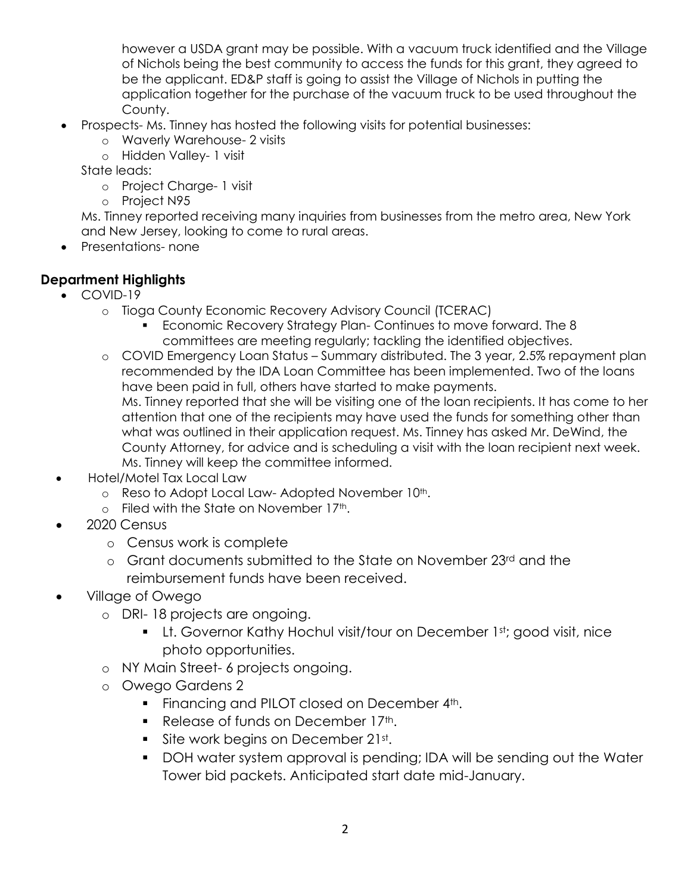however a USDA grant may be possible. With a vacuum truck identified and the Village of Nichols being the best community to access the funds for this grant, they agreed to be the applicant. ED&P staff is going to assist the Village of Nichols in putting the application together for the purchase of the vacuum truck to be used throughout the County.

- Prospects- Ms. Tinney has hosted the following visits for potential businesses:
  - Waverly Warehouse- 2 visits
  - Hidden Valley- 1 visit

  State leads:
  - Project Charge- 1 visit
  - Project N95

  Ms. Tinney reported receiving many inquiries from businesses from the metro area, New York and New Jersey, looking to come to rural areas.
- Presentations- none

## Department Highlights

- COVID-19
  - Tioga County Economic Recovery Advisory Council (TCERAC)
    - Economic Recovery Strategy Plan- Continues to move forward. The 8 committees are meeting regularly; tackling the identified objectives.
  - COVID Emergency Loan Status – Summary distributed. The 3 year, 2.5% repayment plan recommended by the IDA Loan Committee has been implemented. Two of the loans have been paid in full, others have started to make payments.

    Ms. Tinney reported that she will be visiting one of the loan recipients. It has come to her attention that one of the recipients may have used the funds for something other than what was outlined in their application request. Ms. Tinney has asked Mr. DeWind, the County Attorney, for advice and is scheduling a visit with the loan recipient next week. Ms. Tinney will keep the committee informed.
- Hotel/Motel Tax Local Law
  - Reso to Adopt Local Law- Adopted November 10th.
  - Filed with the State on November 17th.
- 2020 Census
  - Census work is complete
  - Grant documents submitted to the State on November 23rd and the reimbursement funds have been received.
- Village of Owego
  - DRI- 18 projects are ongoing.
    - Lt. Governor Kathy Hochul visit/tour on December 1st; good visit, nice photo opportunities.
  - NY Main Street- 6 projects ongoing.
  - Owego Gardens 2
    - Financing and PILOT closed on December 4th.
    - Release of funds on December 17th.
    - Site work begins on December 21st.
    - DOH water system approval is pending; IDA will be sending out the Water Tower bid packets. Anticipated start date mid-January.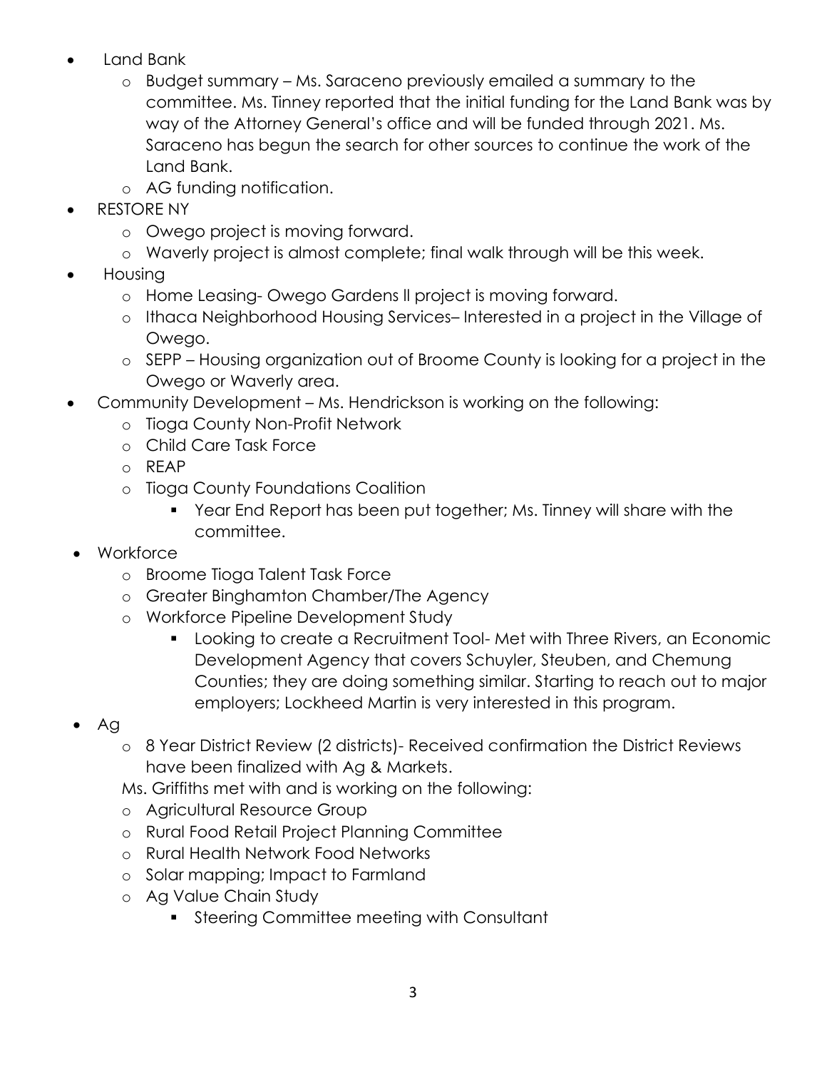- Land Bank
  - Budget summary – Ms. Saraceno previously emailed a summary to the committee. Ms. Tinney reported that the initial funding for the Land Bank was by way of the Attorney General's office and will be funded through 2021. Ms. Saraceno has begun the search for other sources to continue the work of the Land Bank.
  - AG funding notification.
- RESTORE NY
  - Owego project is moving forward.
  - Waverly project is almost complete; final walk through will be this week.
- Housing
  - Home Leasing- Owego Gardens ll project is moving forward.
  - Ithaca Neighborhood Housing Services– Interested in a project in the Village of Owego.
  - SEPP – Housing organization out of Broome County is looking for a project in the Owego or Waverly area.
- Community Development – Ms. Hendrickson is working on the following:
  - Tioga County Non-Profit Network
  - Child Care Task Force
  - REAP
  - Tioga County Foundations Coalition
    - Year End Report has been put together; Ms. Tinney will share with the committee.
- Workforce
  - Broome Tioga Talent Task Force
  - Greater Binghamton Chamber/The Agency
  - Workforce Pipeline Development Study
    - Looking to create a Recruitment Tool- Met with Three Rivers, an Economic Development Agency that covers Schuyler, Steuben, and Chemung Counties; they are doing something similar. Starting to reach out to major employers; Lockheed Martin is very interested in this program.
- Ag
  - 8 Year District Review (2 districts)- Received confirmation the District Reviews have been finalized with Ag & Markets.

  Ms. Griffiths met with and is working on the following:
  - Agricultural Resource Group
  - Rural Food Retail Project Planning Committee
  - Rural Health Network Food Networks
  - Solar mapping; Impact to Farmland
  - Ag Value Chain Study
    - Steering Committee meeting with Consultant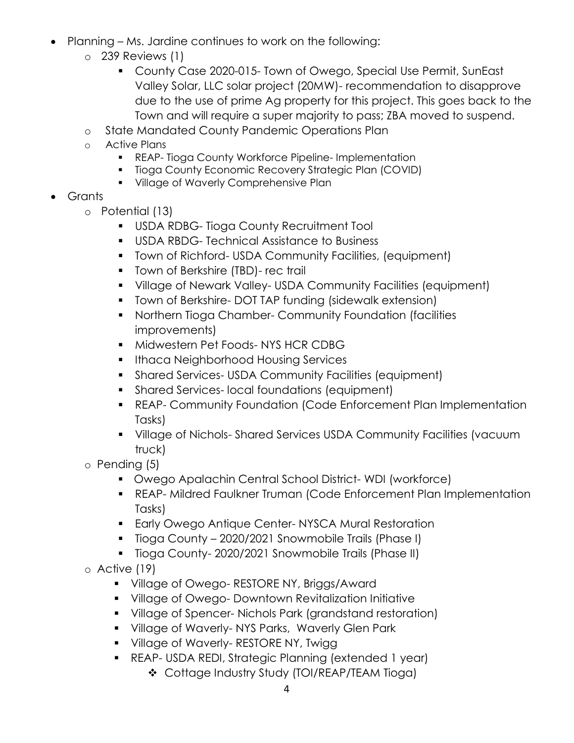- Planning – Ms. Jardine continues to work on the following:
  - 239 Reviews (1)
    - County Case 2020-015- Town of Owego, Special Use Permit, SunEast Valley Solar, LLC solar project (20MW)- recommendation to disapprove due to the use of prime Ag property for this project. This goes back to the Town and will require a super majority to pass; ZBA moved to suspend.
  - State Mandated County Pandemic Operations Plan
  - Active Plans
    - REAP- Tioga County Workforce Pipeline- Implementation
    - Tioga County Economic Recovery Strategic Plan (COVID)
    - Village of Waverly Comprehensive Plan
- Grants
  - Potential (13)
    - USDA RDBG- Tioga County Recruitment Tool
    - USDA RBDG- Technical Assistance to Business
    - Town of Richford- USDA Community Facilities, (equipment)
    - Town of Berkshire (TBD)- rec trail
    - Village of Newark Valley- USDA Community Facilities (equipment)
    - Town of Berkshire- DOT TAP funding (sidewalk extension)
    - Northern Tioga Chamber- Community Foundation (facilities improvements)
    - Midwestern Pet Foods- NYS HCR CDBG
    - Ithaca Neighborhood Housing Services
    - Shared Services- USDA Community Facilities (equipment)
    - Shared Services- local foundations (equipment)
    - REAP- Community Foundation (Code Enforcement Plan Implementation Tasks)
    - Village of Nichols- Shared Services USDA Community Facilities (vacuum truck)
  - Pending (5)
    - Owego Apalachin Central School District- WDI (workforce)
    - REAP- Mildred Faulkner Truman (Code Enforcement Plan Implementation Tasks)
    - Early Owego Antique Center- NYSCA Mural Restoration
    - Tioga County – 2020/2021 Snowmobile Trails (Phase I)
    - Tioga County- 2020/2021 Snowmobile Trails (Phase II)
  - Active (19)
    - Village of Owego- RESTORE NY, Briggs/Award
    - Village of Owego- Downtown Revitalization Initiative
    - Village of Spencer- Nichols Park (grandstand restoration)
    - Village of Waverly- NYS Parks, Waverly Glen Park
    - Village of Waverly- RESTORE NY, Twigg
    - REAP- USDA REDI, Strategic Planning (extended 1 year)
      - Cottage Industry Study (TOI/REAP/TEAM Tioga)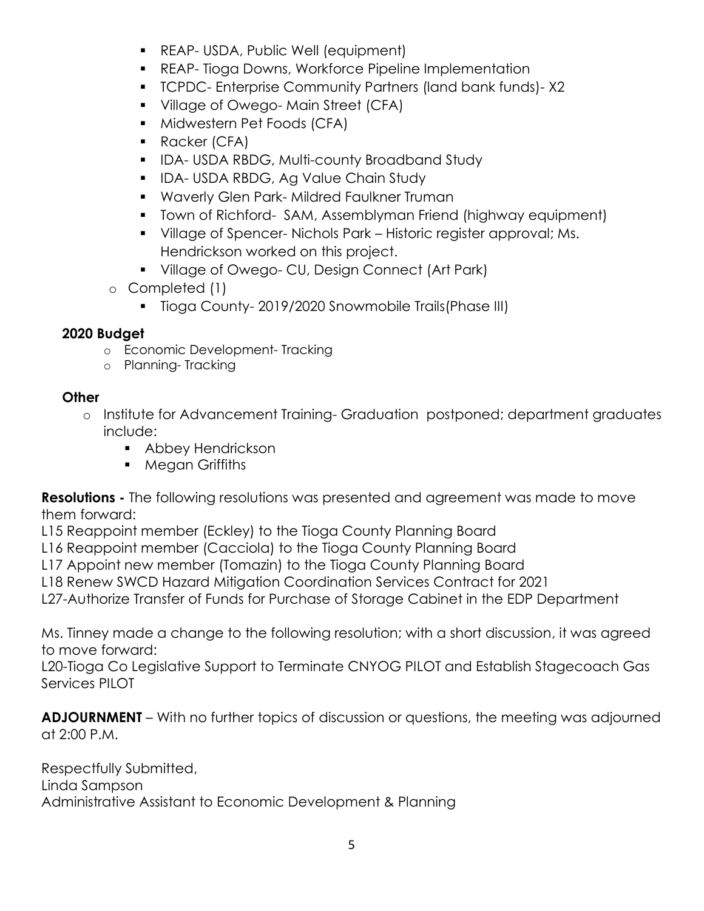- REAP- USDA, Public Well (equipment)
- REAP- Tioga Downs, Workforce Pipeline Implementation
- TCPDC- Enterprise Community Partners (land bank funds)- X2
- Village of Owego- Main Street (CFA)
- Midwestern Pet Foods (CFA)
- Racker (CFA)
- IDA- USDA RBDG, Multi-county Broadband Study
- IDA- USDA RBDG, Ag Value Chain Study
- Waverly Glen Park- Mildred Faulkner Truman
- Town of Richford- SAM, Assemblyman Friend (highway equipment)
- Village of Spencer- Nichols Park – Historic register approval; Ms. Hendrickson worked on this project.
- Village of Owego- CU, Design Connect (Art Park)

- Completed (1)
  - Tioga County- 2019/2020 Snowmobile Trails(Phase III)

**2020 Budget**

- Economic Development- Tracking
- Planning- Tracking

**Other**

- Institute for Advancement Training- Graduation postponed; department graduates include:
  - Abbey Hendrickson
  - Megan Griffiths

**Resolutions -** The following resolutions was presented and agreement was made to move them forward:

L15 Reappoint member (Eckley) to the Tioga County Planning Board
L16 Reappoint member (Cacciola) to the Tioga County Planning Board
L17 Appoint new member (Tomazin) to the Tioga County Planning Board
L18 Renew SWCD Hazard Mitigation Coordination Services Contract for 2021
L27-Authorize Transfer of Funds for Purchase of Storage Cabinet in the EDP Department

Ms. Tinney made a change to the following resolution; with a short discussion, it was agreed to move forward:
L20-Tioga Co Legislative Support to Terminate CNYOG PILOT and Establish Stagecoach Gas Services PILOT

**ADJOURNMENT** – With no further topics of discussion or questions, the meeting was adjourned at 2:00 P.M.

Respectfully Submitted,
Linda Sampson
Administrative Assistant to Economic Development & Planning